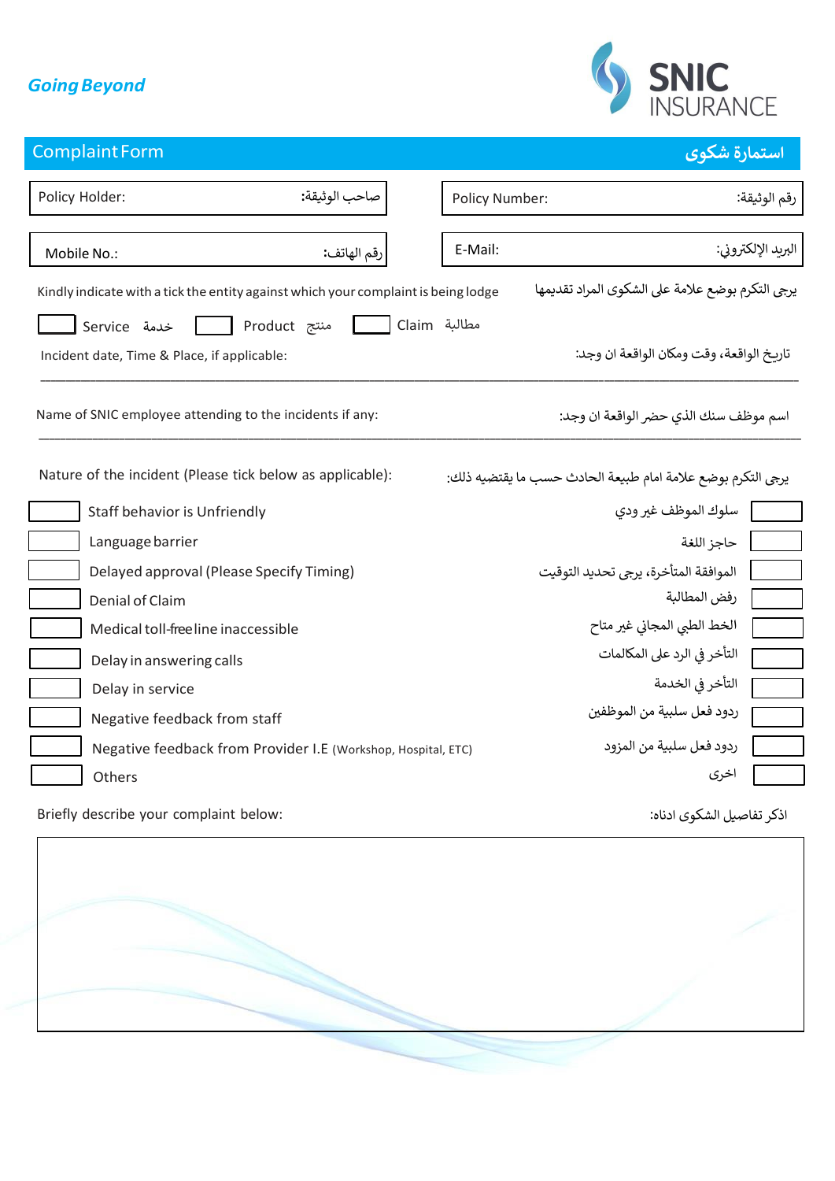*Going Beyond*

**SNIC INSURANCE**

## Complaint Form — استمارة شكوى

| Policy Holder: صاحب الوثيقة: | Policy Number: رقم الوثيقة: |
|---|---|
| Mobile No.: رقم الهاتف: | E-Mail: البريد الإلكتروني: |

Kindly indicate with a tick the entity against which your complaint is being lodge — يرجى التكرم بوضع علامة على الشكوى المراد تقديمها

☐ Service خدمة ☐ Product منتج ☐ Claim مطالبة

Incident date, Time & Place, if applicable: — تاريخ الواقعة، وقت ومكان الواقعة ان وجد:

\_\_\_\_\_\_\_\_\_\_\_\_\_\_\_\_\_\_\_\_\_\_\_\_\_\_\_\_\_\_\_\_\_\_\_\_\_\_\_\_\_\_\_\_\_\_\_\_\_\_\_\_\_\_\_\_

Name of SNIC employee attending to the incidents if any: — اسم موظف سنك الذي حضر الواقعة ان وجد:

\_\_\_\_\_\_\_\_\_\_\_\_\_\_\_\_\_\_\_\_\_\_\_\_\_\_\_\_\_\_\_\_\_\_\_\_\_\_\_\_\_\_\_\_\_\_\_\_\_\_\_\_\_\_\_\_

Nature of the incident (Please tick below as applicable): — يرجى التكرم بوضع علامة امام طبيعة الحادث حسب ما يقتضيه ذلك:

| ☐ | English | Arabic | ☐ |
|---|---|---|---|
| ☐ | Staff behavior is Unfriendly | سلوك الموظف غير ودي | ☐ |
| ☐ | Language barrier | حاجز اللغة | ☐ |
| ☐ | Delayed approval (Please Specify Timing) | الموافقة المتأخرة، يرجى تحديد التوقيت | ☐ |
| ☐ | Denial of Claim | رفض المطالبة | ☐ |
| ☐ | Medical toll-free line inaccessible | الخط الطبي المجاني غير متاح | ☐ |
| ☐ | Delay in answering calls | التأخر في الرد على المكالمات | ☐ |
| ☐ | Delay in service | التأخر في الخدمة | ☐ |
| ☐ | Negative feedback from staff | ردود فعل سلبية من الموظفين | ☐ |
| ☐ | Negative feedback from Provider I.E (Workshop, Hospital, ETC) | ردود فعل سلبية من المزود | ☐ |
| ☐ | Others | اخرى | ☐ |

Briefly describe your complaint below: — اذكر تفاصيل الشكوى ادناه:

|   |
|---|
|   |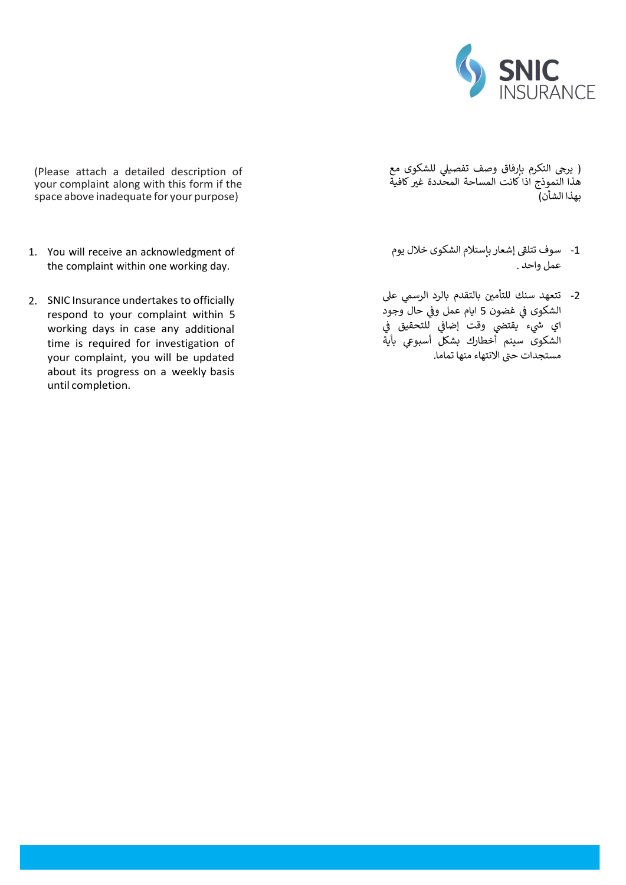SNIC INSURANCE

(Please attach a detailed description of your complaint along with this form if the space above inadequate for your purpose)

( يرجى التكرم بإرفاق وصف تفصيلي للشكوى مع هذا النموذج اذا كانت المساحة المحددة غير كافية بهذا الشأن)

1. You will receive an acknowledgment of the complaint within one working day.
2. SNIC Insurance undertakes to officially respond to your complaint within 5 working days in case any additional time is required for investigation of your complaint, you will be updated about its progress on a weekly basis until completion.

-1 سوف تتلقى إشعار بإستلام الشكوى خلال يوم عمل واحد .

-2 تتعهد سنك للتأمين بالتقدم بالرد الرسمي على الشكوى في غضون 5 ايام عمل وفي حال وجود اي شيء يقتضي وقت إضافي للتحقيق في الشكوى سيتم أخطارك بشكل أسبوعي بأية مستجدات حتى الانتهاء منها تماما.